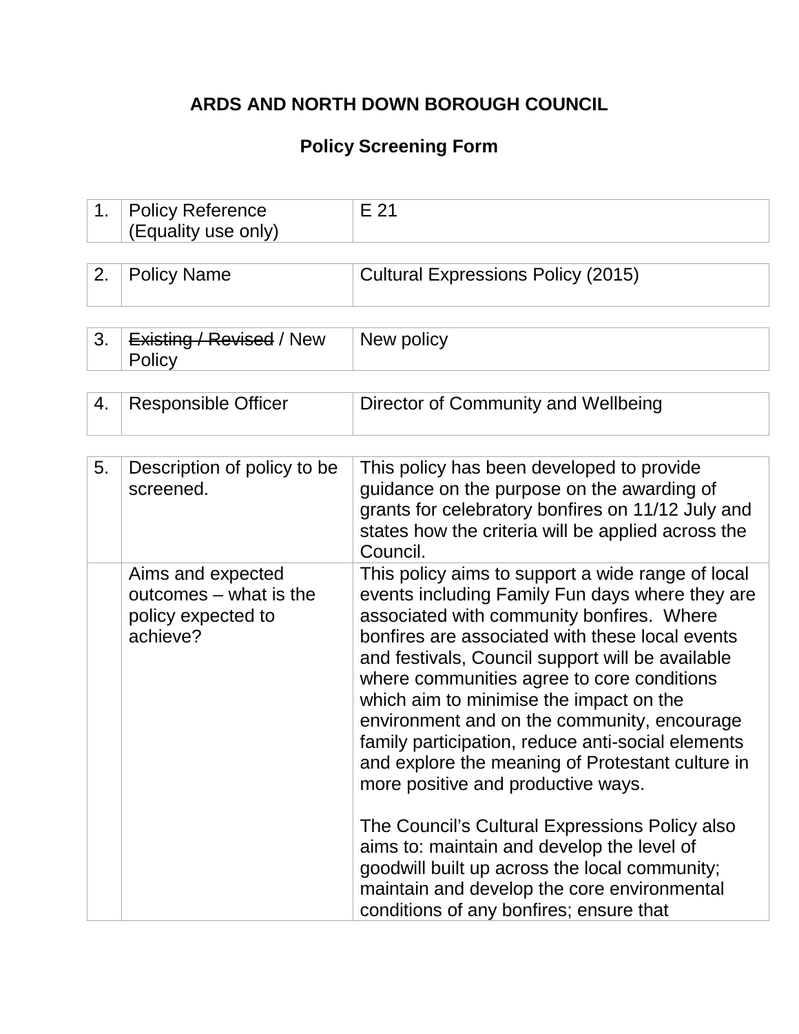# ARDS AND NORTH DOWN BOROUGH COUNCIL

## Policy Screening Form

| | | |
|---|---|---|
| 1. | Policy Reference (Equality use only) | E 21 |

| | | |
|---|---|---|
| 2. | Policy Name | Cultural Expressions Policy (2015) |

| | | |
|---|---|---|
| 3. | ~~Existing / Revised~~ / New Policy | New policy |

| | | |
|---|---|---|
| 4. | Responsible Officer | Director of Community and Wellbeing |

| | | |
|---|---|---|
| 5. | Description of policy to be screened. | This policy has been developed to provide guidance on the purpose on the awarding of grants for celebratory bonfires on 11/12 July and states how the criteria will be applied across the Council. |
| | Aims and expected outcomes – what is the policy expected to achieve? | This policy aims to support a wide range of local events including Family Fun days where they are associated with community bonfires. Where bonfires are associated with these local events and festivals, Council support will be available where communities agree to core conditions which aim to minimise the impact on the environment and on the community, encourage family participation, reduce anti-social elements and explore the meaning of Protestant culture in more positive and productive ways.<br><br>The Council's Cultural Expressions Policy also aims to: maintain and develop the level of goodwill built up across the local community; maintain and develop the core environmental conditions of any bonfires; ensure that |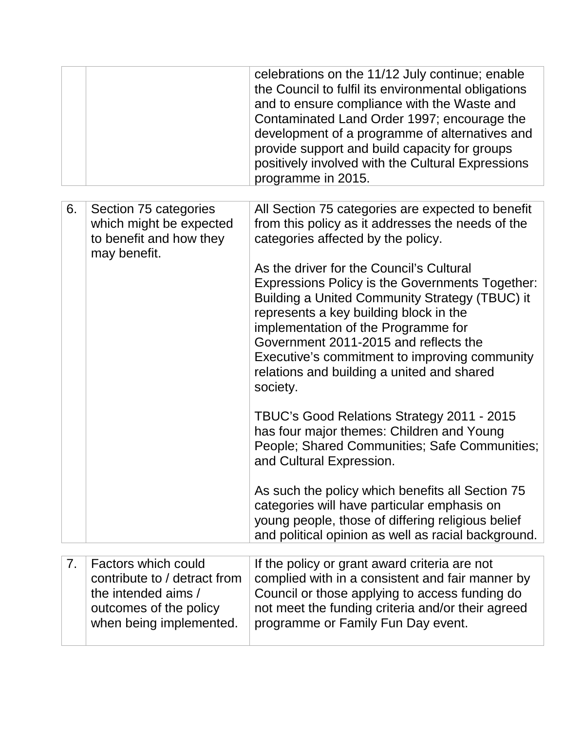| | | |
|---|---|---|
| | | celebrations on the 11/12 July continue; enable the Council to fulfil its environmental obligations and to ensure compliance with the Waste and Contaminated Land Order 1997; encourage the development of a programme of alternatives and provide support and build capacity for groups positively involved with the Cultural Expressions programme in 2015. |

| | | |
|---|---|---|
| 6. | Section 75 categories which might be expected to benefit and how they may benefit. | All Section 75 categories are expected to benefit from this policy as it addresses the needs of the categories affected by the policy.<br><br>As the driver for the Council's Cultural Expressions Policy is the Governments Together: Building a United Community Strategy (TBUC) it represents a key building block in the implementation of the Programme for Government 2011-2015 and reflects the Executive's commitment to improving community relations and building a united and shared society.<br><br>TBUC's Good Relations Strategy 2011 - 2015 has four major themes: Children and Young People; Shared Communities; Safe Communities; and Cultural Expression.<br><br>As such the policy which benefits all Section 75 categories will have particular emphasis on young people, those of differing religious belief and political opinion as well as racial background. |

| | | |
|---|---|---|
| 7. | Factors which could contribute to / detract from the intended aims / outcomes of the policy when being implemented. | If the policy or grant award criteria are not complied with in a consistent and fair manner by Council or those applying to access funding do not meet the funding criteria and/or their agreed programme or Family Fun Day event. |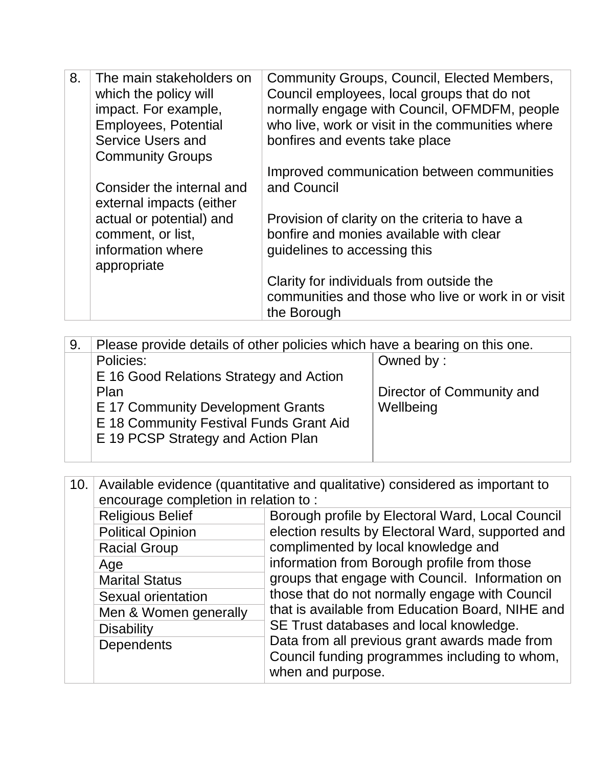| 8. | The main stakeholders on which the policy will impact. For example, Employees, Potential Service Users and Community Groups<br><br>Consider the internal and external impacts (either actual or potential) and comment, or list, information where appropriate | Community Groups, Council, Elected Members, Council employees, local groups that do not normally engage with Council, OFMDFM, people who live, work or visit in the communities where bonfires and events take place<br><br>Improved communication between communities and Council<br><br>Provision of clarity on the criteria to have a bonfire and monies available with clear guidelines to accessing this<br><br>Clarity for individuals from outside the communities and those who live or work in or visit the Borough |
|---|---|---|

| 9. | Please provide details of other policies which have a bearing on this one. | |
|---|---|---|
| | Policies:<br>E 16 Good Relations Strategy and Action Plan<br>E 17 Community Development Grants<br>E 18 Community Festival Funds Grant Aid<br>E 19 PCSP Strategy and Action Plan | Owned by :<br><br>Director of Community and Wellbeing |

| 10. | Available evidence (quantitative and qualitative) considered as important to encourage completion in relation to : | |
|---|---|---|
| | Religious Belief<br>Political Opinion<br>Racial Group<br>Age<br>Marital Status<br>Sexual orientation<br>Men & Women generally<br>Disability<br>Dependents | Borough profile by Electoral Ward, Local Council election results by Electoral Ward, supported and complimented by local knowledge and information from Borough profile from those groups that engage with Council. Information on those that do not normally engage with Council that is available from Education Board, NIHE and SE Trust databases and local knowledge.<br>Data from all previous grant awards made from Council funding programmes including to whom, when and purpose. |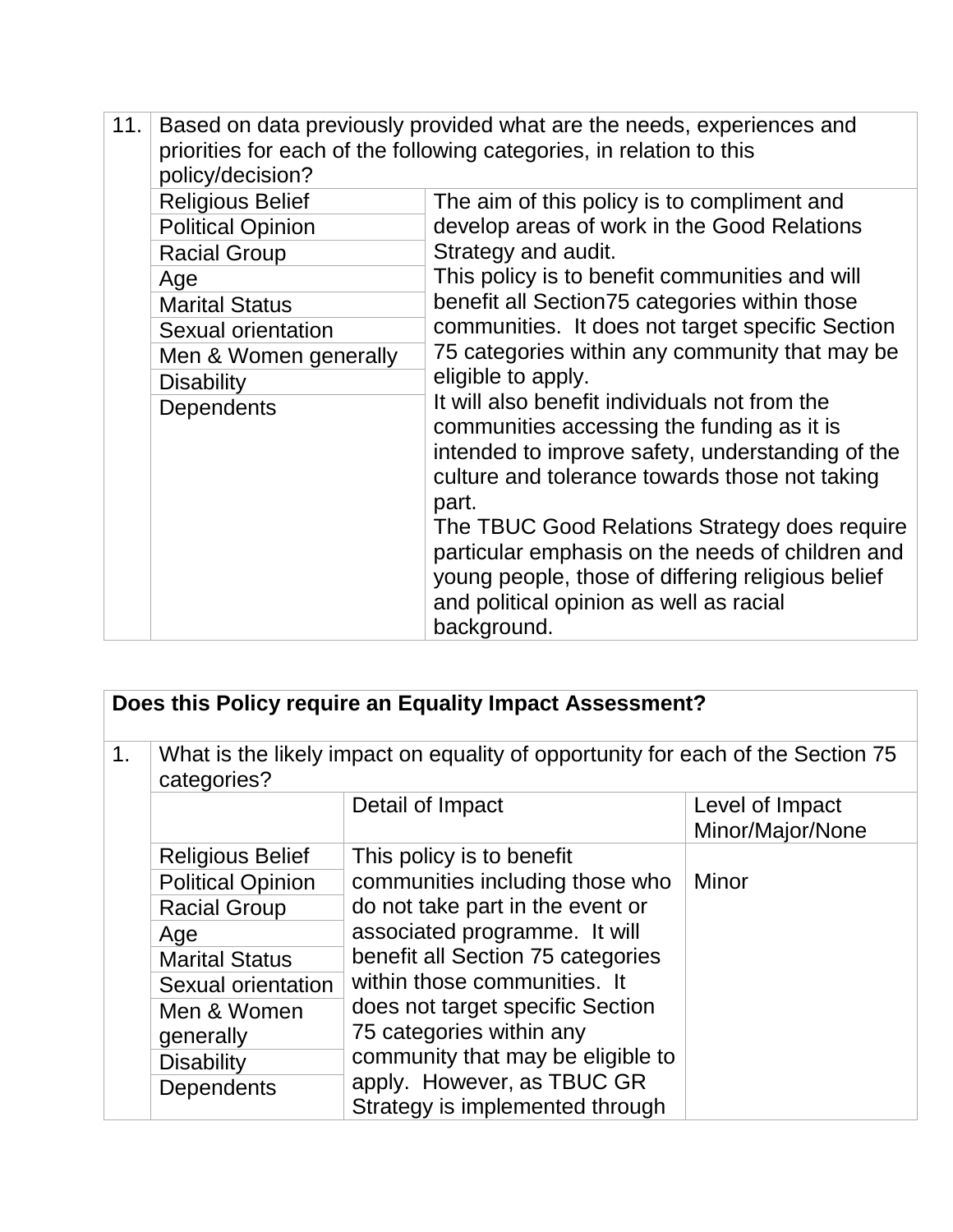| 11. | Based on data previously provided what are the needs, experiences and priorities for each of the following categories, in relation to this policy/decision? | |
|---|---|---|
| | Religious Belief<br>Political Opinion<br>Racial Group<br>Age<br>Marital Status<br>Sexual orientation<br>Men & Women generally<br>Disability<br>Dependents | The aim of this policy is to compliment and develop areas of work in the Good Relations Strategy and audit.<br>This policy is to benefit communities and will benefit all Section75 categories within those communities. It does not target specific Section 75 categories within any community that may be eligible to apply.<br>It will also benefit individuals not from the communities accessing the funding as it is intended to improve safety, understanding of the culture and tolerance towards those not taking part.<br>The TBUC Good Relations Strategy does require particular emphasis on the needs of children and young people, those of differing religious belief and political opinion as well as racial background. |

**Does this Policy require an Equality Impact Assessment?**

| 1. | What is the likely impact on equality of opportunity for each of the Section 75 categories? | | |
|---|---|---|---|
| | | Detail of Impact | Level of Impact Minor/Major/None |
| | Religious Belief<br>Political Opinion<br>Racial Group<br>Age<br>Marital Status<br>Sexual orientation<br>Men & Women generally<br>Disability<br>Dependents | This policy is to benefit communities including those who do not take part in the event or associated programme. It will benefit all Section 75 categories within those communities. It does not target specific Section 75 categories within any community that may be eligible to apply. However, as TBUC GR Strategy is implemented through | Minor |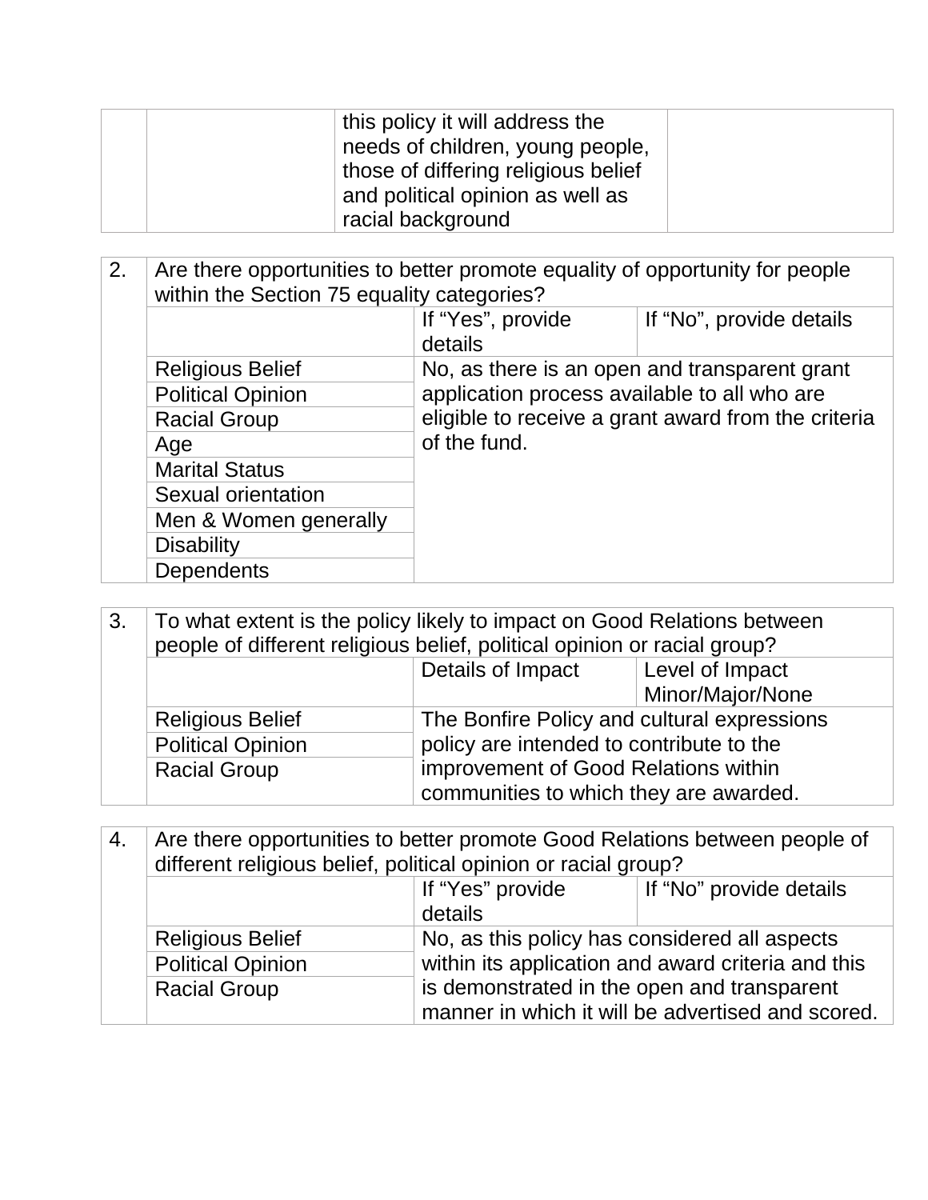|  |  | this policy it will address the needs of children, young people, those of differing religious belief and political opinion as well as racial background |  |
|---|---|---|---|

| 2. | Are there opportunities to better promote equality of opportunity for people within the Section 75 equality categories? | | |
|---|---|---|---|
|  |  | If "Yes", provide details | If "No", provide details |
|  | Religious Belief | No, as there is an open and transparent grant application process available to all who are eligible to receive a grant award from the criteria of the fund. | |
|  | Political Opinion | | |
|  | Racial Group | | |
|  | Age | | |
|  | Marital Status | | |
|  | Sexual orientation | | |
|  | Men & Women generally | | |
|  | Disability | | |
|  | Dependents | | |

| 3. | To what extent is the policy likely to impact on Good Relations between people of different religious belief, political opinion or racial group? | | |
|---|---|---|---|
|  |  | Details of Impact | Level of Impact Minor/Major/None |
|  | Religious Belief | The Bonfire Policy and cultural expressions policy are intended to contribute to the improvement of Good Relations within communities to which they are awarded. | |
|  | Political Opinion | | |
|  | Racial Group | | |

| 4. | Are there opportunities to better promote Good Relations between people of different religious belief, political opinion or racial group? | | |
|---|---|---|---|
|  |  | If "Yes" provide details | If "No" provide details |
|  | Religious Belief | No, as this policy has considered all aspects within its application and award criteria and this is demonstrated in the open and transparent manner in which it will be advertised and scored. | |
|  | Political Opinion | | |
|  | Racial Group | | |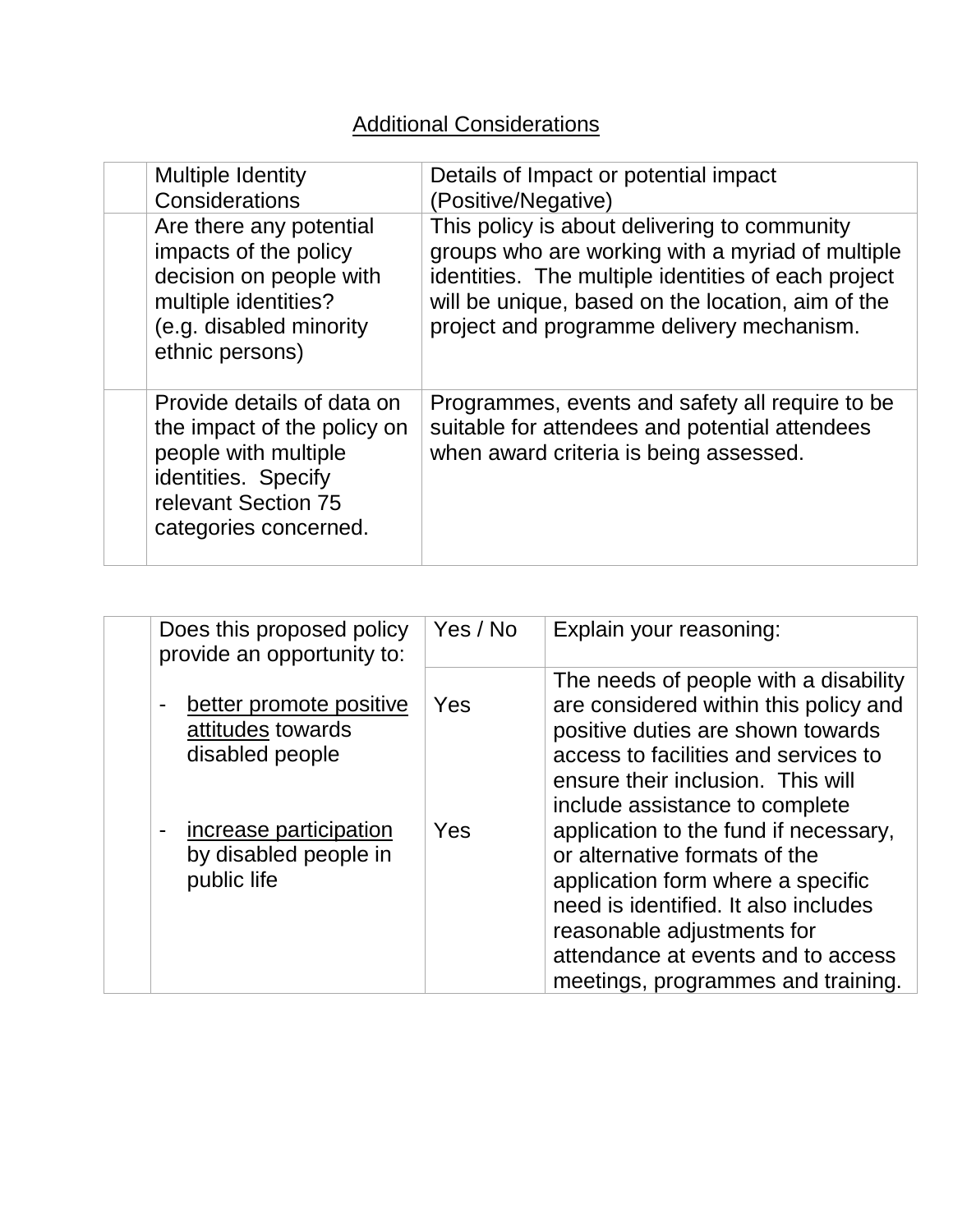## Additional Considerations

| | Multiple Identity Considerations | Details of Impact or potential impact (Positive/Negative) |
|---|---|---|
| | Are there any potential impacts of the policy decision on people with multiple identities? (e.g. disabled minority ethnic persons) | This policy is about delivering to community groups who are working with a myriad of multiple identities. The multiple identities of each project will be unique, based on the location, aim of the project and programme delivery mechanism. |
| | Provide details of data on the impact of the policy on people with multiple identities. Specify relevant Section 75 categories concerned. | Programmes, events and safety all require to be suitable for attendees and potential attendees when award criteria is being assessed. |

| | Does this proposed policy provide an opportunity to: | Yes / No | Explain your reasoning: |
|---|---|---|---|
| | - better promote positive attitudes towards disabled people<br><br>- increase participation by disabled people in public life | Yes<br><br>Yes | The needs of people with a disability are considered within this policy and positive duties are shown towards access to facilities and services to ensure their inclusion. This will include assistance to complete application to the fund if necessary, or alternative formats of the application form where a specific need is identified. It also includes reasonable adjustments for attendance at events and to access meetings, programmes and training. |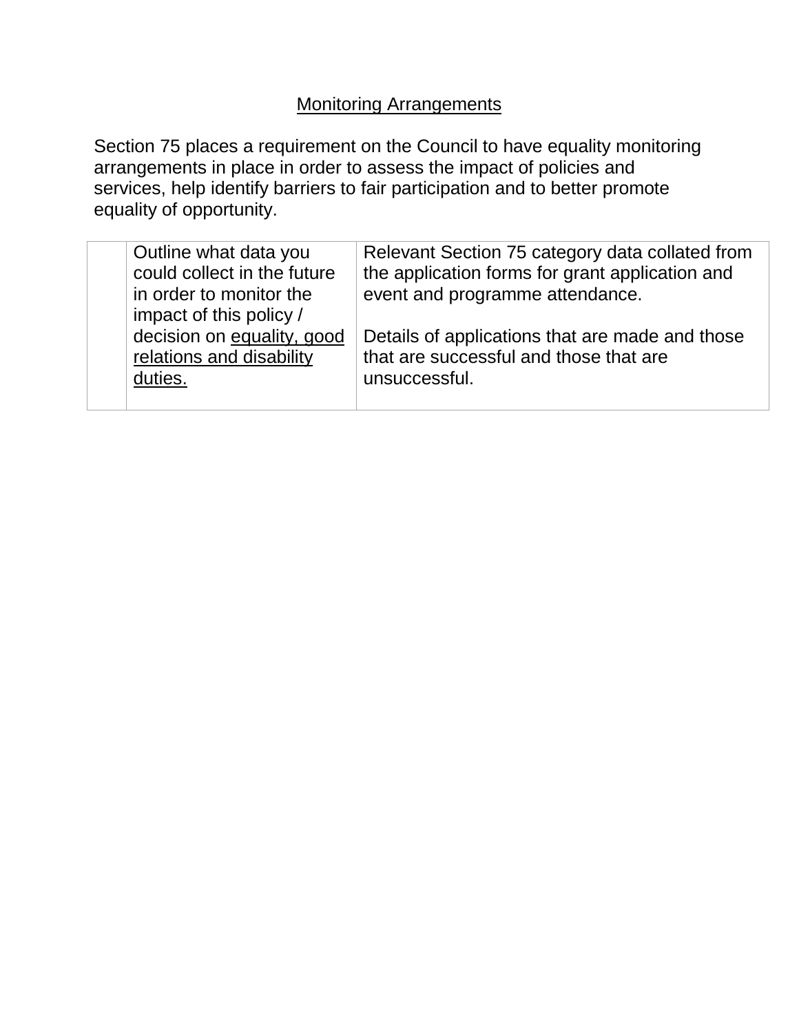## Monitoring Arrangements

Section 75 places a requirement on the Council to have equality monitoring arrangements in place in order to assess the impact of policies and services, help identify barriers to fair participation and to better promote equality of opportunity.

| | | |
|---|---|---|
| | Outline what data you could collect in the future in order to monitor the impact of this policy / decision on equality, good relations and disability duties. | Relevant Section 75 category data collated from the application forms for grant application and event and programme attendance.<br><br>Details of applications that are made and those that are successful and those that are unsuccessful. |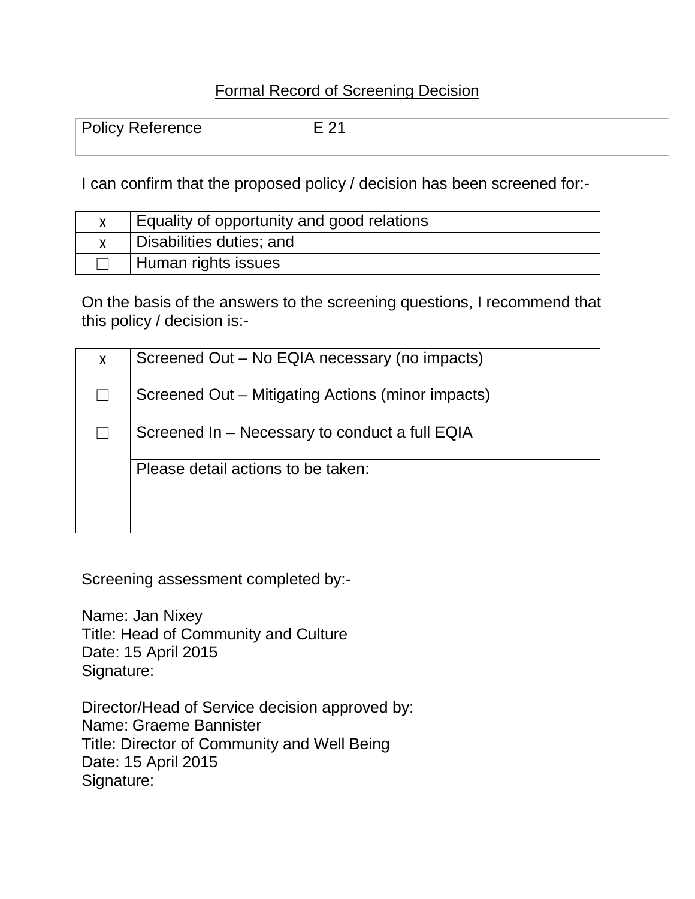Formal Record of Screening Decision

| Policy Reference | E 21 |
|---|---|

I can confirm that the proposed policy / decision has been screened for:-

| | |
|---|---|
| x | Equality of opportunity and good relations |
| x | Disabilities duties; and |
| ☐ | Human rights issues |

On the basis of the answers to the screening questions, I recommend that this policy / decision is:-

| | |
|---|---|
| x | Screened Out – No EQIA necessary (no impacts) |
| ☐ | Screened Out – Mitigating Actions (minor impacts) |
| ☐ | Screened In – Necessary to conduct a full EQIA |
| | Please detail actions to be taken: |

Screening assessment completed by:-

Name: Jan Nixey
Title: Head of Community and Culture
Date: 15 April 2015
Signature:

Director/Head of Service decision approved by:
Name: Graeme Bannister
Title: Director of Community and Well Being
Date: 15 April 2015
Signature: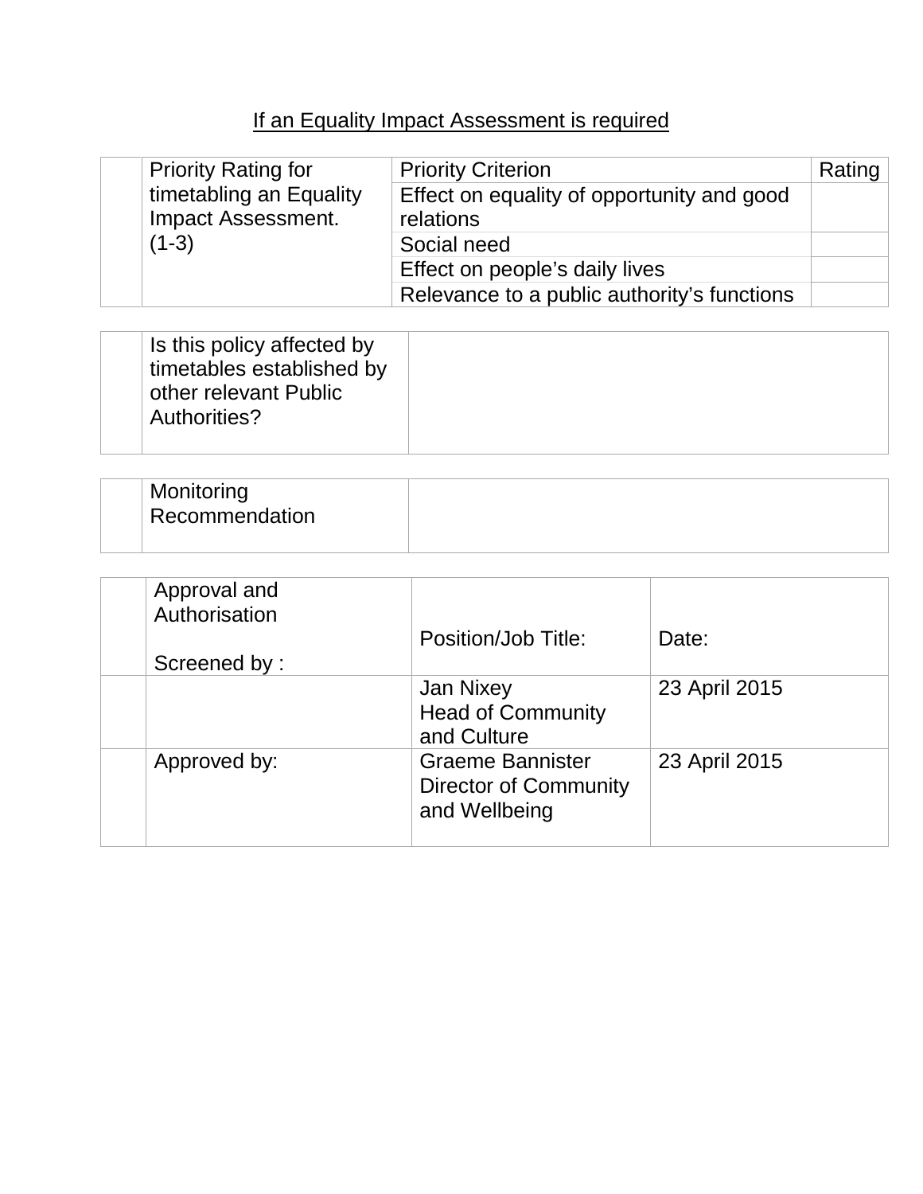<u>If an Equality Impact Assessment is required</u>

| | Priority Rating for timetabling an Equality Impact Assessment. (1-3) | Priority Criterion | Rating |
|---|---|---|---|
| | | Effect on equality of opportunity and good relations | |
| | | Social need | |
| | | Effect on people's daily lives | |
| | | Relevance to a public authority's functions | |

| | Is this policy affected by timetables established by other relevant Public Authorities? | |
|---|---|---|

| | Monitoring Recommendation | |
|---|---|---|

| | Approval and Authorisation<br><br>Screened by : | Position/Job Title: | Date: |
|---|---|---|---|
| | | Jan Nixey<br>Head of Community and Culture | 23 April 2015 |
| | Approved by: | Graeme Bannister<br>Director of Community and Wellbeing | 23 April 2015 |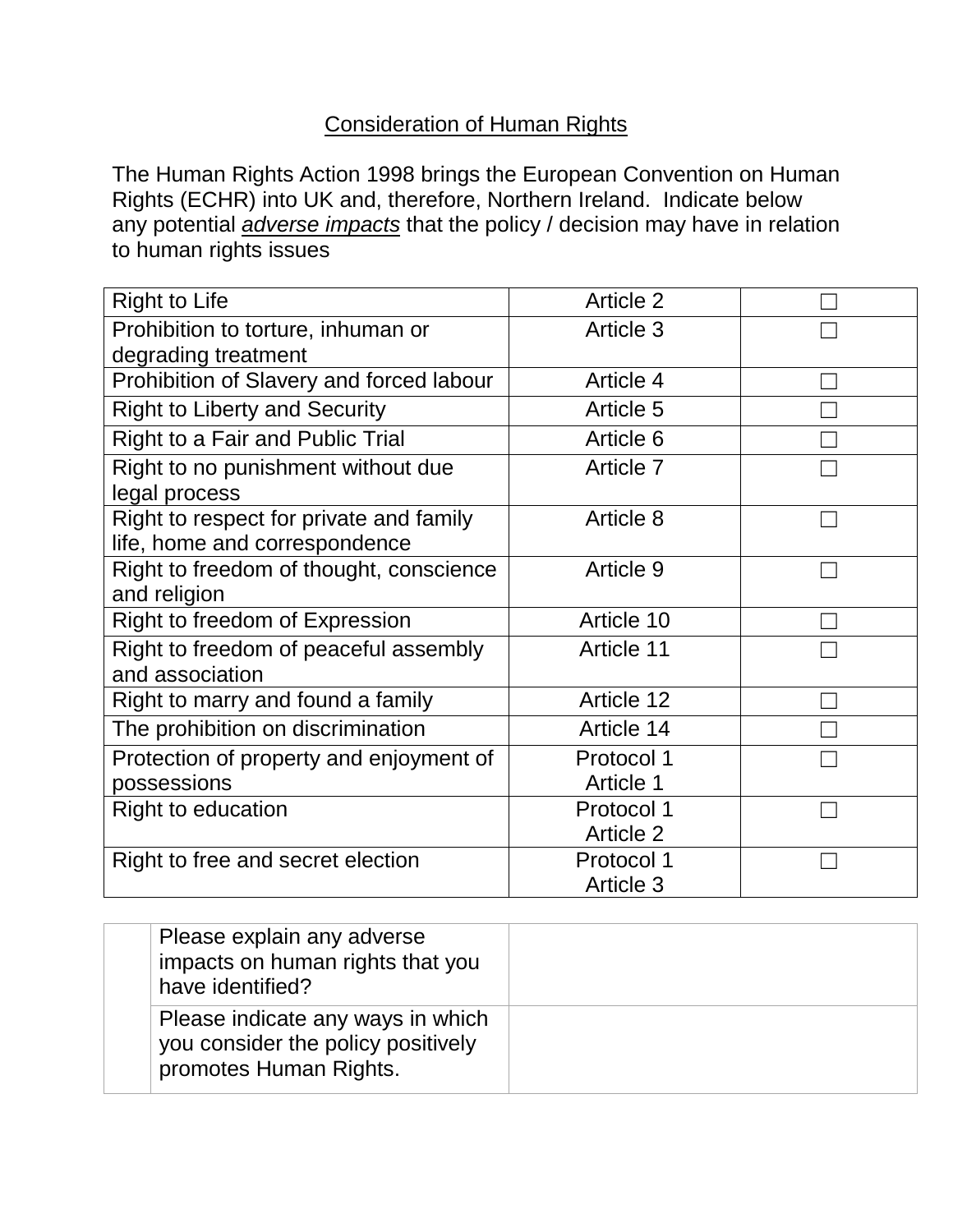<u>Consideration of Human Rights</u>

The Human Rights Action 1998 brings the European Convention on Human Rights (ECHR) into UK and, therefore, Northern Ireland. Indicate below any potential ***adverse impacts*** that the policy / decision may have in relation to human rights issues

| | | |
|---|---|---|
| Right to Life | Article 2 | ☐ |
| Prohibition to torture, inhuman or degrading treatment | Article 3 | ☐ |
| Prohibition of Slavery and forced labour | Article 4 | ☐ |
| Right to Liberty and Security | Article 5 | ☐ |
| Right to a Fair and Public Trial | Article 6 | ☐ |
| Right to no punishment without due legal process | Article 7 | ☐ |
| Right to respect for private and family life, home and correspondence | Article 8 | ☐ |
| Right to freedom of thought, conscience and religion | Article 9 | ☐ |
| Right to freedom of Expression | Article 10 | ☐ |
| Right to freedom of peaceful assembly and association | Article 11 | ☐ |
| Right to marry and found a family | Article 12 | ☐ |
| The prohibition on discrimination | Article 14 | ☐ |
| Protection of property and enjoyment of possessions | Protocol 1 Article 1 | ☐ |
| Right to education | Protocol 1 Article 2 | ☐ |
| Right to free and secret election | Protocol 1 Article 3 | ☐ |

| | | |
|---|---|---|
| | Please explain any adverse impacts on human rights that you have identified? | |
| | Please indicate any ways in which you consider the policy positively promotes Human Rights. | |